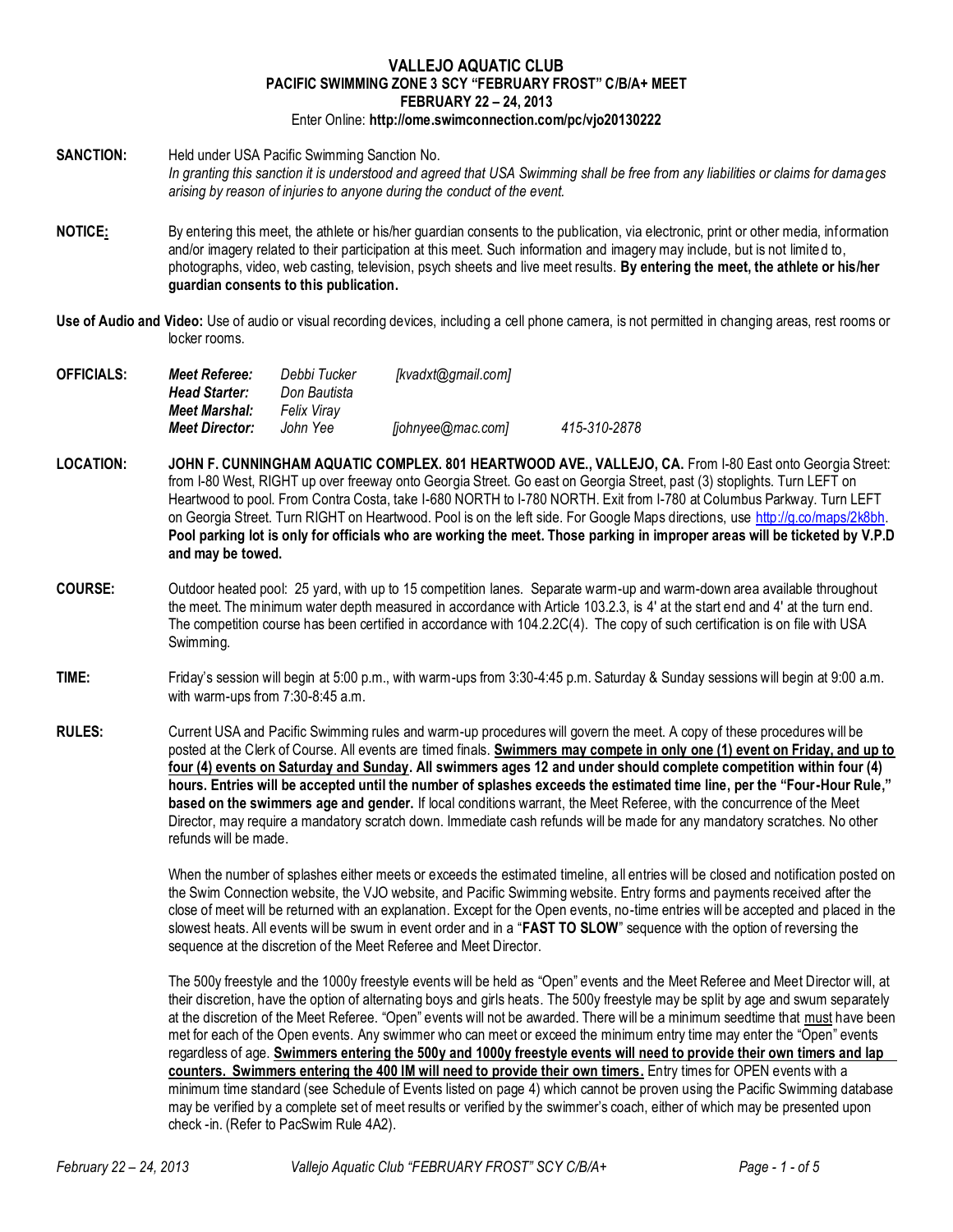# VALLEJO AQUATIC CLUB

## PACIFIC SWIMMING ZONE 3 SCY "FEBRUARY FROST" C/B/A+ MEET

## FEBRUARY 22 – 24, 2013

Enter Online: **http://ome.swimconnection.com/pc/vjo20130222**

**SANCTION:** Held under USA Pacific Swimming Sanction No.
*In granting this sanction it is understood and agreed that USA Swimming shall be free from any liabilities or claims for damages arising by reason of injuries to anyone during the conduct of the event.*

**NOTICE:** By entering this meet, the athlete or his/her guardian consents to the publication, via electronic, print or other media, information and/or imagery related to their participation at this meet. Such information and imagery may include, but is not limited to, photographs, video, web casting, television, psych sheets and live meet results. **By entering the meet, the athlete or his/her guardian consents to this publication.**

**Use of Audio and Video:** Use of audio or visual recording devices, including a cell phone camera, is not permitted in changing areas, rest rooms or locker rooms.

**OFFICIALS:**

| | | | |
|---|---|---|---|
| ***Meet Referee:*** | *Debbi Tucker* | *[kvadxt@gmail.com]* | |
| ***Head Starter:*** | *Don Bautista* | | |
| ***Meet Marshal:*** | *Felix Viray* | | |
| ***Meet Director:*** | *John Yee* | *[johnyee@mac.com]* | *415-310-2878* |

**LOCATION:** **JOHN F. CUNNINGHAM AQUATIC COMPLEX. 801 HEARTWOOD AVE., VALLEJO, CA.** From I-80 East onto Georgia Street: from I-80 West, RIGHT up over freeway onto Georgia Street. Go east on Georgia Street, past (3) stoplights. Turn LEFT on Heartwood to pool. From Contra Costa, take I-680 NORTH to I-780 NORTH. Exit from I-780 at Columbus Parkway. Turn LEFT on Georgia Street. Turn RIGHT on Heartwood. Pool is on the left side. For Google Maps directions, use http://g.co/maps/2k8bh. **Pool parking lot is only for officials who are working the meet. Those parking in improper areas will be ticketed by V.P.D and may be towed.**

**COURSE:** Outdoor heated pool: 25 yard, with up to 15 competition lanes. Separate warm-up and warm-down area available throughout the meet. The minimum water depth measured in accordance with Article 103.2.3, is 4' at the start end and 4' at the turn end. The competition course has been certified in accordance with 104.2.2C(4). The copy of such certification is on file with USA Swimming.

**TIME:** Friday's session will begin at 5:00 p.m., with warm-ups from 3:30-4:45 p.m. Saturday & Sunday sessions will begin at 9:00 a.m. with warm-ups from 7:30-8:45 a.m.

**RULES:** Current USA and Pacific Swimming rules and warm-up procedures will govern the meet. A copy of these procedures will be posted at the Clerk of Course. All events are timed finals. **Swimmers may compete in only one (1) event on Friday, and up to four (4) events on Saturday and Sunday. All swimmers ages 12 and under should complete competition within four (4) hours. Entries will be accepted until the number of splashes exceeds the estimated time line, per the "Four-Hour Rule," based on the swimmers age and gender.** If local conditions warrant, the Meet Referee, with the concurrence of the Meet Director, may require a mandatory scratch down. Immediate cash refunds will be made for any mandatory scratches. No other refunds will be made.

When the number of splashes either meets or exceeds the estimated timeline, all entries will be closed and notification posted on the Swim Connection website, the VJO website, and Pacific Swimming website. Entry forms and payments received after the close of meet will be returned with an explanation. Except for the Open events, no-time entries will be accepted and placed in the slowest heats. All events will be swum in event order and in a "**FAST TO SLOW**" sequence with the option of reversing the sequence at the discretion of the Meet Referee and Meet Director.

The 500y freestyle and the 1000y freestyle events will be held as "Open" events and the Meet Referee and Meet Director will, at their discretion, have the option of alternating boys and girls heats. The 500y freestyle may be split by age and swum separately at the discretion of the Meet Referee. "Open" events will not be awarded. There will be a minimum seedtime that must have been met for each of the Open events. Any swimmer who can meet or exceed the minimum entry time may enter the "Open" events regardless of age. **Swimmers entering the 500y and 1000y freestyle events will need to provide their own timers and lap counters. Swimmers entering the 400 IM will need to provide their own timers.** Entry times for OPEN events with a minimum time standard (see Schedule of Events listed on page 4) which cannot be proven using the Pacific Swimming database may be verified by a complete set of meet results or verified by the swimmer's coach, either of which may be presented upon check -in. (Refer to PacSwim Rule 4A2).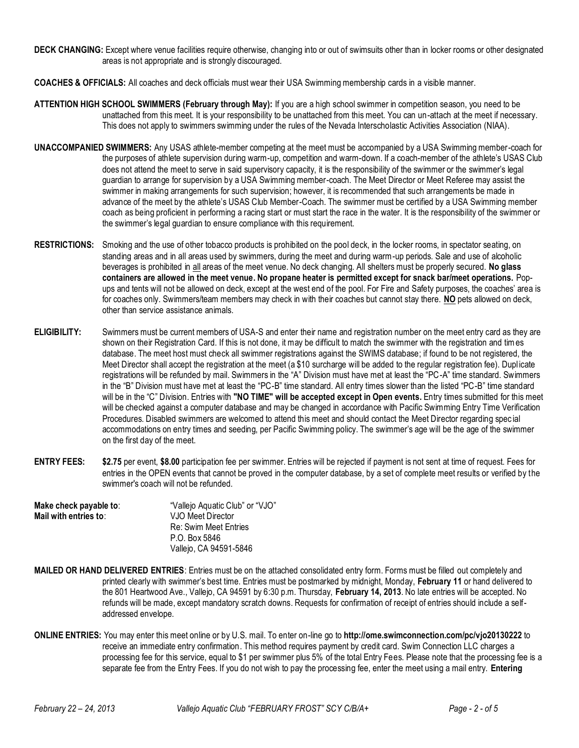**DECK CHANGING:** Except where venue facilities require otherwise, changing into or out of swimsuits other than in locker rooms or other designated areas is not appropriate and is strongly discouraged.

**COACHES & OFFICIALS:** All coaches and deck officials must wear their USA Swimming membership cards in a visible manner.

**ATTENTION HIGH SCHOOL SWIMMERS (February through May):** If you are a high school swimmer in competition season, you need to be unattached from this meet. It is your responsibility to be unattached from this meet. You can un-attach at the meet if necessary. This does not apply to swimmers swimming under the rules of the Nevada Interscholastic Activities Association (NIAA).

**UNACCOMPANIED SWIMMERS:** Any USAS athlete-member competing at the meet must be accompanied by a USA Swimming member-coach for the purposes of athlete supervision during warm-up, competition and warm-down. If a coach-member of the athlete's USAS Club does not attend the meet to serve in said supervisory capacity, it is the responsibility of the swimmer or the swimmer's legal guardian to arrange for supervision by a USA Swimming member-coach. The Meet Director or Meet Referee may assist the swimmer in making arrangements for such supervision; however, it is recommended that such arrangements be made in advance of the meet by the athlete's USAS Club Member-Coach. The swimmer must be certified by a USA Swimming member coach as being proficient in performing a racing start or must start the race in the water. It is the responsibility of the swimmer or the swimmer's legal guardian to ensure compliance with this requirement.

**RESTRICTIONS:** Smoking and the use of other tobacco products is prohibited on the pool deck, in the locker rooms, in spectator seating, on standing areas and in all areas used by swimmers, during the meet and during warm-up periods. Sale and use of alcoholic beverages is prohibited in all areas of the meet venue. No deck changing. All shelters must be properly secured. **No glass containers are allowed in the meet venue. No propane heater is permitted except for snack bar/meet operations.** Pop-ups and tents will not be allowed on deck, except at the west end of the pool. For Fire and Safety purposes, the coaches' area is for coaches only. Swimmers/team members may check in with their coaches but cannot stay there. **NO** pets allowed on deck, other than service assistance animals.

**ELIGIBILITY:** Swimmers must be current members of USA-S and enter their name and registration number on the meet entry card as they are shown on their Registration Card. If this is not done, it may be difficult to match the swimmer with the registration and times database. The meet host must check all swimmer registrations against the SWIMS database; if found to be not registered, the Meet Director shall accept the registration at the meet (a $10 surcharge will be added to the regular registration fee). Duplicate registrations will be refunded by mail. Swimmers in the "A" Division must have met at least the "PC-A" time standard. Swimmers in the "B" Division must have met at least the "PC-B" time standard. All entry times slower than the listed "PC-B" time standard will be in the "C" Division. Entries with **"NO TIME" will be accepted except in Open events.** Entry times submitted for this meet will be checked against a computer database and may be changed in accordance with Pacific Swimming Entry Time Verification Procedures. Disabled swimmers are welcomed to attend this meet and should contact the Meet Director regarding special accommodations on entry times and seeding, per Pacific Swimming policy. The swimmer's age will be the age of the swimmer on the first day of the meet.

**ENTRY FEES:** **$2.75** per event, **$8.00** participation fee per swimmer. Entries will be rejected if payment is not sent at time of request. Fees for entries in the OPEN events that cannot be proved in the computer database, by a set of complete meet results or verified by the swimmer's coach will not be refunded.

**Make check payable to**: "Vallejo Aquatic Club" or "VJO"
**Mail with entries to**: VJO Meet Director
Re: Swim Meet Entries
P.O. Box 5846
Vallejo, CA 94591-5846

**MAILED OR HAND DELIVERED ENTRIES**: Entries must be on the attached consolidated entry form. Forms must be filled out completely and printed clearly with swimmer's best time. Entries must be postmarked by midnight, Monday, **February 11** or hand delivered to the 801 Heartwood Ave., Vallejo, CA 94591 by 6:30 p.m. Thursday, **February 14, 2013**. No late entries will be accepted. No refunds will be made, except mandatory scratch downs. Requests for confirmation of receipt of entries should include a self-addressed envelope.

**ONLINE ENTRIES:** You may enter this meet online or by U.S. mail. To enter on-line go to **http://ome.swimconnection.com/pc/vjo20130222** to receive an immediate entry confirmation. This method requires payment by credit card. Swim Connection LLC charges a processing fee for this service, equal to $1 per swimmer plus 5% of the total Entry Fees. Please note that the processing fee is a separate fee from the Entry Fees. If you do not wish to pay the processing fee, enter the meet using a mail entry. **Entering**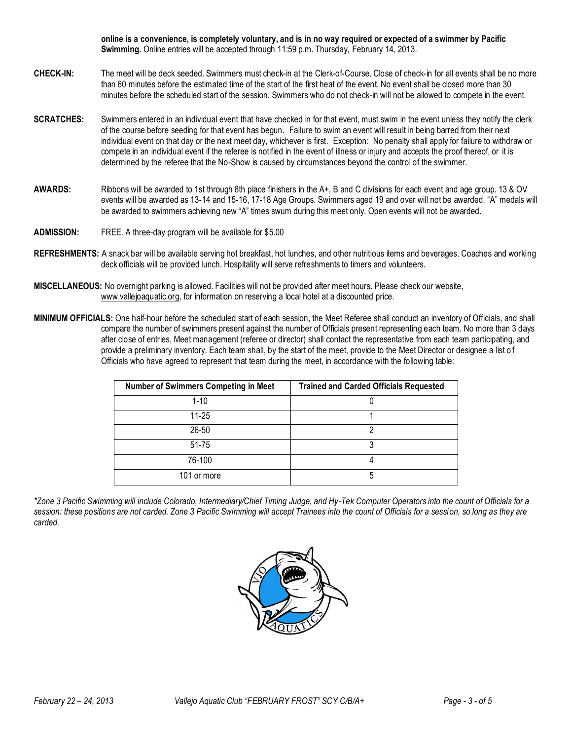**online is a convenience, is completely voluntary, and is in no way required or expected of a swimmer by Pacific Swimming.** Online entries will be accepted through 11:59 p.m. Thursday, February 14, 2013.

**CHECK-IN:** The meet will be deck seeded. Swimmers must check-in at the Clerk-of-Course. Close of check-in for all events shall be no more than 60 minutes before the estimated time of the start of the first heat of the event. No event shall be closed more than 30 minutes before the scheduled start of the session. Swimmers who do not check-in will not be allowed to compete in the event.

**SCRATCHES:** Swimmers entered in an individual event that have checked in for that event, must swim in the event unless they notify the clerk of the course before seeding for that event has begun. Failure to swim an event will result in being barred from their next individual event on that day or the next meet day, whichever is first. Exception: No penalty shall apply for failure to withdraw or compete in an individual event if the referee is notified in the event of illness or injury and accepts the proof thereof, or it is determined by the referee that the No-Show is caused by circumstances beyond the control of the swimmer.

**AWARDS:** Ribbons will be awarded to 1st through 8th place finishers in the A+, B and C divisions for each event and age group. 13 & OV events will be awarded as 13-14 and 15-16, 17-18 Age Groups. Swimmers aged 19 and over will not be awarded. "A" medals will be awarded to swimmers achieving new "A" times swum during this meet only. Open events will not be awarded.

**ADMISSION:** FREE. A three-day program will be available for $5.00

**REFRESHMENTS:** A snack bar will be available serving hot breakfast, hot lunches, and other nutritious items and beverages. Coaches and working deck officials will be provided lunch. Hospitality will serve refreshments to timers and volunteers.

**MISCELLANEOUS:** No overnight parking is allowed. Facilities will not be provided after meet hours. Please check our website, www.vallejoaquatic.org, for information on reserving a local hotel at a discounted price.

**MINIMUM OFFICIALS:** One half-hour before the scheduled start of each session, the Meet Referee shall conduct an inventory of Officials, and shall compare the number of swimmers present against the number of Officials present representing each team. No more than 3 days after close of entries, Meet management (referee or director) shall contact the representative from each team participating, and provide a preliminary inventory. Each team shall, by the start of the meet, provide to the Meet Director or designee a list of Officials who have agreed to represent that team during the meet, in accordance with the following table:

| Number of Swimmers Competing in Meet | Trained and Carded Officials Requested |
|---|---|
| 1-10 | 0 |
| 11-25 | 1 |
| 26-50 | 2 |
| 51-75 | 3 |
| 76-100 | 4 |
| 101 or more | 5 |

*\*Zone 3 Pacific Swimming will include Colorado, Intermediary/Chief Timing Judge, and Hy-Tek Computer Operators into the count of Officials for a session: these positions are not carded. Zone 3 Pacific Swimming will accept Trainees into the count of Officials for a session, so long as they are carded.*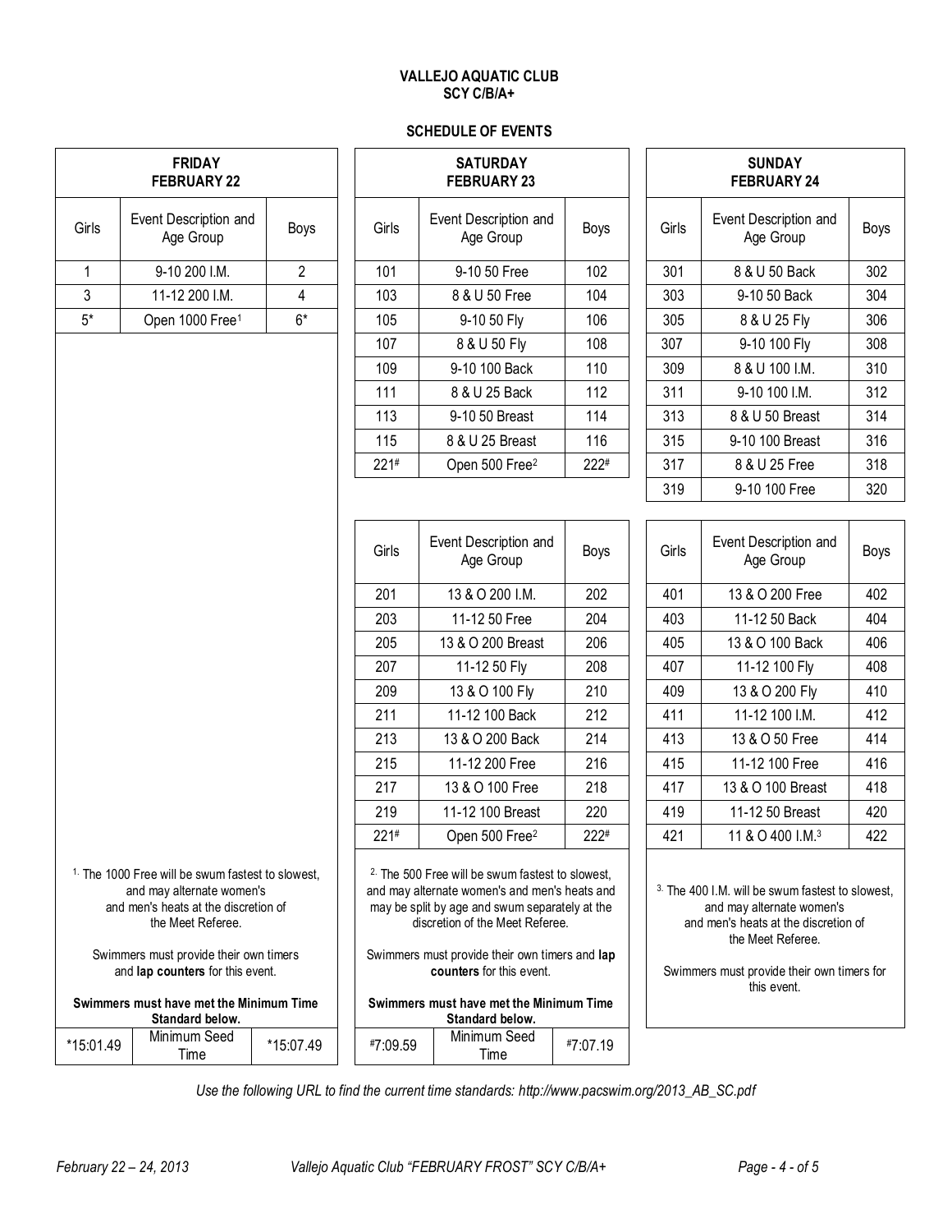**VALLEJO AQUATIC CLUB**
**SCY C/B/A+**

**SCHEDULE OF EVENTS**

## FRIDAY FEBRUARY 22

| Girls | Event Description and Age Group | Boys |
|---|---|---|
| 1 | 9-10 200 I.M. | 2 |
| 3 | 11-12 200 I.M. | 4 |
| 5* | Open 1000 Free[1] | 6* |

[1] The 1000 Free will be swum fastest to slowest, and may alternate women's and men's heats at the discretion of the Meet Referee.

Swimmers must provide their own timers and **lap counters** for this event.

**Swimmers must have met the Minimum Time Standard below.**

| *15:01.49 | Minimum Seed Time | *15:07.49 |
|---|---|---|

## SATURDAY FEBRUARY 23

| Girls | Event Description and Age Group | Boys |
|---|---|---|
| 101 | 9-10 50 Free | 102 |
| 103 | 8 & U 50 Free | 104 |
| 105 | 9-10 50 Fly | 106 |
| 107 | 8 & U 50 Fly | 108 |
| 109 | 9-10 100 Back | 110 |
| 111 | 8 & U 25 Back | 112 |
| 113 | 9-10 50 Breast | 114 |
| 115 | 8 & U 25 Breast | 116 |
| 221# | Open 500 Free[2] | 222# |

| Girls | Event Description and Age Group | Boys |
|---|---|---|
| 201 | 13 & O 200 I.M. | 202 |
| 203 | 11-12 50 Free | 204 |
| 205 | 13 & O 200 Breast | 206 |
| 207 | 11-12 50 Fly | 208 |
| 209 | 13 & O 100 Fly | 210 |
| 211 | 11-12 100 Back | 212 |
| 213 | 13 & O 200 Back | 214 |
| 215 | 11-12 200 Free | 216 |
| 217 | 13 & O 100 Free | 218 |
| 219 | 11-12 100 Breast | 220 |
| 221# | Open 500 Free[2] | 222# |

[2] The 500 Free will be swum fastest to slowest, and may alternate women's and men's heats and may be split by age and swum separately at the discretion of the Meet Referee.

Swimmers must provide their own timers and **lap counters** for this event.

**Swimmers must have met the Minimum Time Standard below.**

| #7:09.59 | Minimum Seed Time | #7:07.19 |
|---|---|---|

## SUNDAY FEBRUARY 24

| Girls | Event Description and Age Group | Boys |
|---|---|---|
| 301 | 8 & U 50 Back | 302 |
| 303 | 9-10 50 Back | 304 |
| 305 | 8 & U 25 Fly | 306 |
| 307 | 9-10 100 Fly | 308 |
| 309 | 8 & U 100 I.M. | 310 |
| 311 | 9-10 100 I.M. | 312 |
| 313 | 8 & U 50 Breast | 314 |
| 315 | 9-10 100 Breast | 316 |
| 317 | 8 & U 25 Free | 318 |
| 319 | 9-10 100 Free | 320 |

| Girls | Event Description and Age Group | Boys |
|---|---|---|
| 401 | 13 & O 200 Free | 402 |
| 403 | 11-12 50 Back | 404 |
| 405 | 13 & O 100 Back | 406 |
| 407 | 11-12 100 Fly | 408 |
| 409 | 13 & O 200 Fly | 410 |
| 411 | 11-12 100 I.M. | 412 |
| 413 | 13 & O 50 Free | 414 |
| 415 | 11-12 100 Free | 416 |
| 417 | 13 & O 100 Breast | 418 |
| 419 | 11-12 50 Breast | 420 |
| 421 | 11 & O 400 I.M.[3] | 422 |

[3] The 400 I.M. will be swum fastest to slowest, and may alternate women's and men's heats at the discretion of the Meet Referee.

Swimmers must provide their own timers for this event.

*Use the following URL to find the current time standards: http://www.pacswim.org/2013_AB_SC.pdf*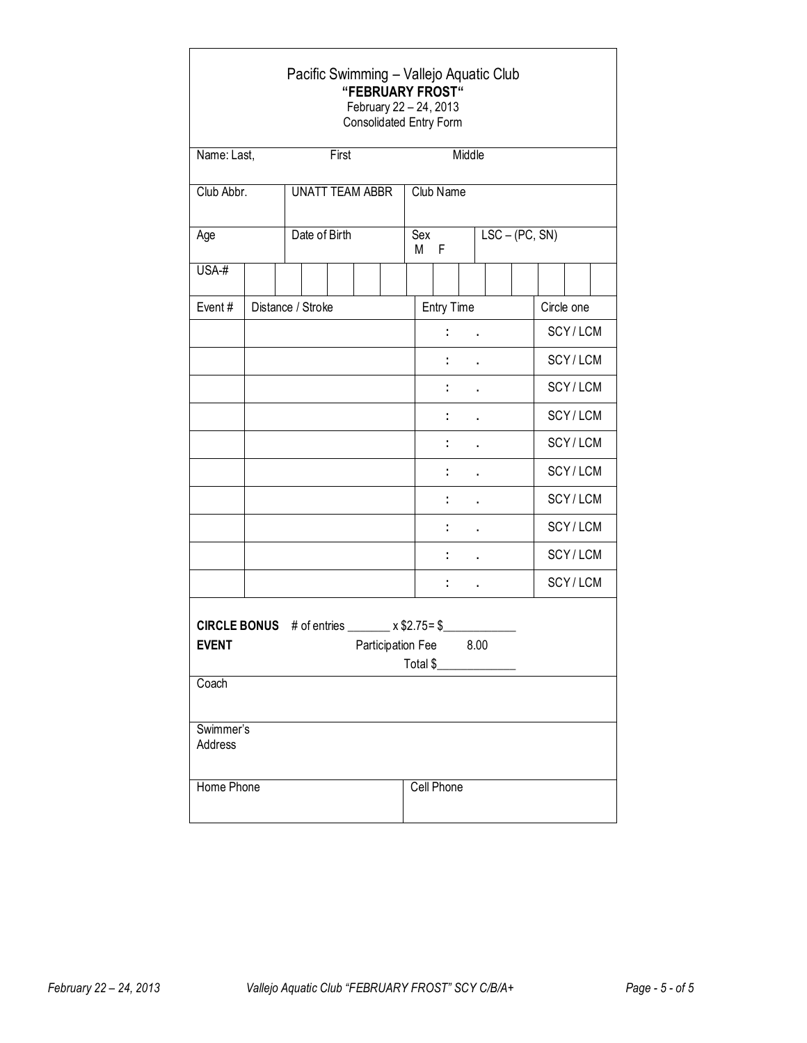Pacific Swimming – Vallejo Aquatic Club

**"FEBRUARY FROST"**

February 22 – 24, 2013

Consolidated Entry Form

| | | | |
|---|---|---|---|
| Name: Last, | First | Middle | |
| Club Abbr. | UNATT TEAM ABBR | Club Name | |
| Age | Date of Birth | Sex M F | LSC – (PC, SN) |
| USA-# | | | |

| Event # | Distance / Stroke | Entry Time | Circle one |
|---|---|---|---|
| | | : . | SCY / LCM |
| | | : . | SCY / LCM |
| | | : . | SCY / LCM |
| | | : . | SCY / LCM |
| | | : . | SCY / LCM |
| | | : . | SCY / LCM |
| | | : . | SCY / LCM |
| | | : . | SCY / LCM |
| | | : . | SCY / LCM |
| | | : . | SCY / LCM |

**CIRCLE BONUS** # of entries _______ x $2.75= $____________

**EVENT** Participation Fee 8.00

Total $_____________

| | |
|---|---|
| Coach | |
| Swimmer's Address | |
| Home Phone | Cell Phone |